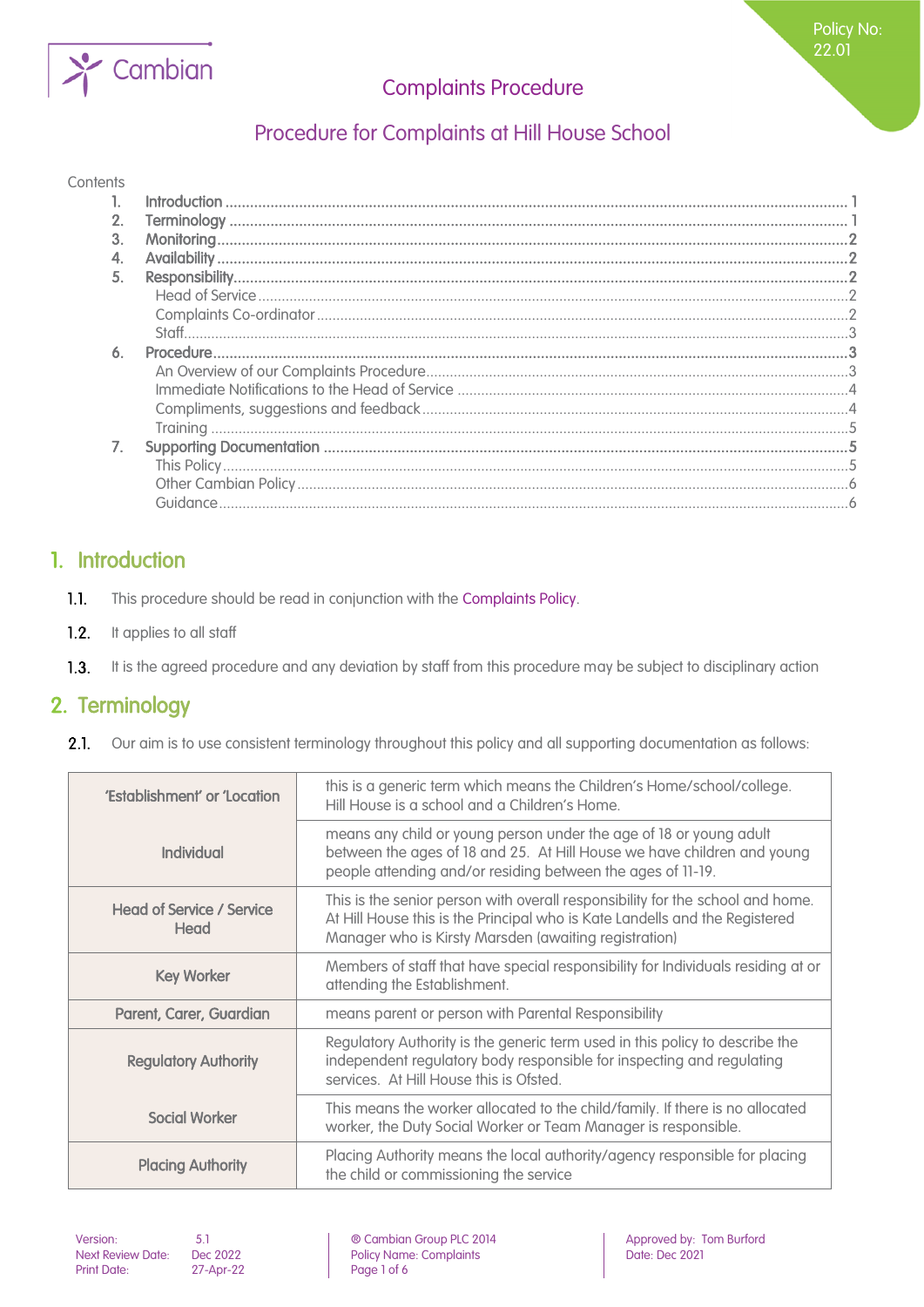Policy No: 22.01

# Complaints Procedure

## Procedure for Complaints at Hill House School

Contents

1. Introduction ... 1
2. Terminology ... 1
3. Monitoring ... 2
4. Availability ... 2
5. Responsibility ... 2
   - Head of Service ... 2
   - Complaints Co-ordinator ... 2
   - Staff ... 3
6. Procedure ... 3
   - An Overview of our Complaints Procedure ... 3
   - Immediate Notifications to the Head of Service ... 4
   - Compliments, suggestions and feedback ... 4
   - Training ... 5
7. Supporting Documentation ... 5
   - This Policy ... 5
   - Other Cambian Policy ... 6
   - Guidance ... 6

## 1. Introduction

1.1. This procedure should be read in conjunction with the Complaints Policy.

1.2. It applies to all staff

1.3. It is the agreed procedure and any deviation by staff from this procedure may be subject to disciplinary action

## 2. Terminology

2.1. Our aim is to use consistent terminology throughout this policy and all supporting documentation as follows:

| | |
|---|---|
| 'Establishment' or 'Location | this is a generic term which means the Children's Home/school/college. Hill House is a school and a Children's Home. |
| Individual | means any child or young person under the age of 18 or young adult between the ages of 18 and 25. At Hill House we have children and young people attending and/or residing between the ages of 11-19. |
| Head of Service / Service Head | This is the senior person with overall responsibility for the school and home. At Hill House this is the Principal who is Kate Landells and the Registered Manager who is Kirsty Marsden (awaiting registration) |
| Key Worker | Members of staff that have special responsibility for Individuals residing at or attending the Establishment. |
| Parent, Carer, Guardian | means parent or person with Parental Responsibility |
| Regulatory Authority | Regulatory Authority is the generic term used in this policy to describe the independent regulatory body responsible for inspecting and regulating services. At Hill House this is Ofsted. |
| Social Worker | This means the worker allocated to the child/family. If there is no allocated worker, the Duty Social Worker or Team Manager is responsible. |
| Placing Authority | Placing Authority means the local authority/agency responsible for placing the child or commissioning the service |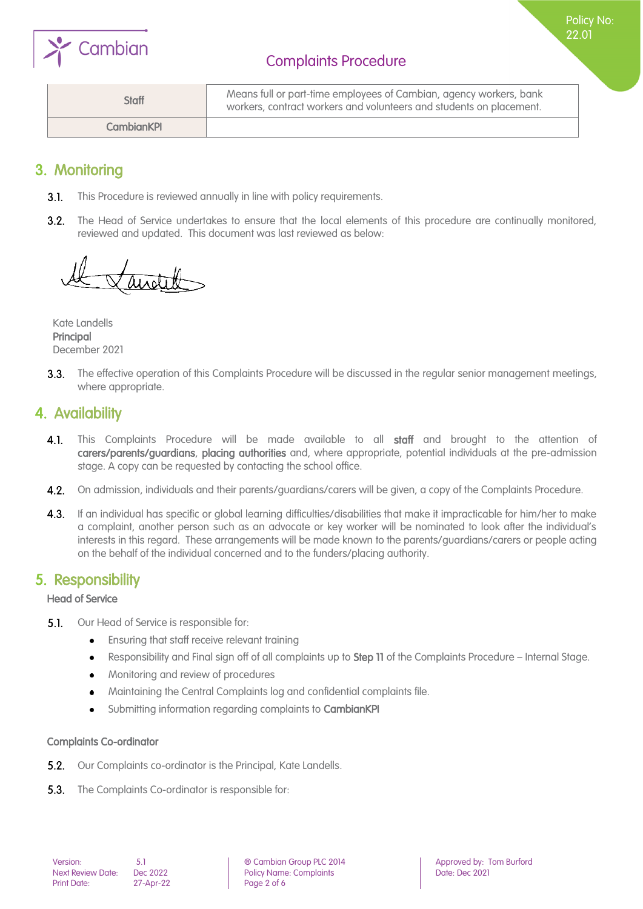| Staff | Means full or part-time employees of Cambian, agency workers, bank workers, contract workers and volunteers and students on placement. |
|---|---|
| CambianKPI | |

## 3. Monitoring

**3.1.** This Procedure is reviewed annually in line with policy requirements.

**3.2.** The Head of Service undertakes to ensure that the local elements of this procedure are continually monitored, reviewed and updated. This document was last reviewed as below:

Kate Landells
**Principal**
December 2021

**3.3.** The effective operation of this Complaints Procedure will be discussed in the regular senior management meetings, where appropriate.

## 4. Availability

**4.1.** This Complaints Procedure will be made available to all **staff** and brought to the attention of **carers/parents/guardians**, **placing authorities** and, where appropriate, potential individuals at the pre-admission stage. A copy can be requested by contacting the school office.

**4.2.** On admission, individuals and their parents/guardians/carers will be given, a copy of the Complaints Procedure.

**4.3.** If an individual has specific or global learning difficulties/disabilities that make it impracticable for him/her to make a complaint, another person such as an advocate or key worker will be nominated to look after the individual's interests in this regard. These arrangements will be made known to the parents/guardians/carers or people acting on the behalf of the individual concerned and to the funders/placing authority.

## 5. Responsibility

### Head of Service

**5.1.** Our Head of Service is responsible for:

- Ensuring that staff receive relevant training
- Responsibility and Final sign off of all complaints up to **Step 11** of the Complaints Procedure – Internal Stage.
- Monitoring and review of procedures
- Maintaining the Central Complaints log and confidential complaints file.
- Submitting information regarding complaints to **CambianKPI**

### Complaints Co-ordinator

**5.2.** Our Complaints co-ordinator is the Principal, Kate Landells.

**5.3.** The Complaints Co-ordinator is responsible for: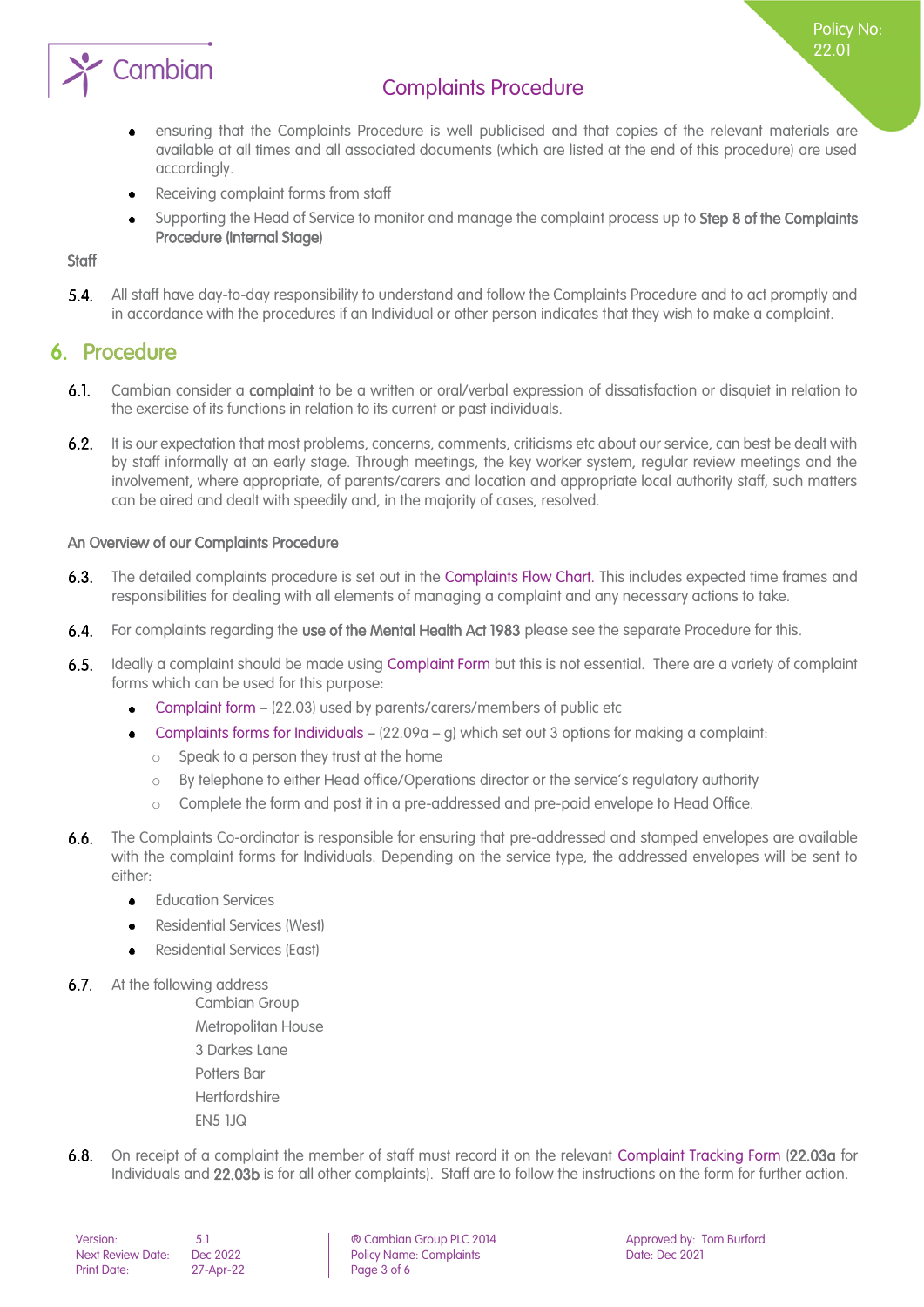- ensuring that the Complaints Procedure is well publicised and that copies of the relevant materials are available at all times and all associated documents (which are listed at the end of this procedure) are used accordingly.
- Receiving complaint forms from staff
- Supporting the Head of Service to monitor and manage the complaint process up to **Step 8 of the Complaints Procedure (Internal Stage)**

**Staff**

**5.4.** All staff have day-to-day responsibility to understand and follow the Complaints Procedure and to act promptly and in accordance with the procedures if an Individual or other person indicates that they wish to make a complaint.

## 6. Procedure

**6.1.** Cambian consider a **complaint** to be a written or oral/verbal expression of dissatisfaction or disquiet in relation to the exercise of its functions in relation to its current or past individuals.

**6.2.** It is our expectation that most problems, concerns, comments, criticisms etc about our service, can best be dealt with by staff informally at an early stage. Through meetings, the key worker system, regular review meetings and the involvement, where appropriate, of parents/carers and location and appropriate local authority staff, such matters can be aired and dealt with speedily and, in the majority of cases, resolved.

**An Overview of our Complaints Procedure**

**6.3.** The detailed complaints procedure is set out in the Complaints Flow Chart. This includes expected time frames and responsibilities for dealing with all elements of managing a complaint and any necessary actions to take.

**6.4.** For complaints regarding the **use of the Mental Health Act 1983** please see the separate Procedure for this.

**6.5.** Ideally a complaint should be made using Complaint Form but this is not essential. There are a variety of complaint forms which can be used for this purpose:

- Complaint form – (22.03) used by parents/carers/members of public etc
- Complaints forms for Individuals – (22.09a – g) which set out 3 options for making a complaint:
  - Speak to a person they trust at the home
  - By telephone to either Head office/Operations director or the service's regulatory authority
  - Complete the form and post it in a pre-addressed and pre-paid envelope to Head Office.

**6.6.** The Complaints Co-ordinator is responsible for ensuring that pre-addressed and stamped envelopes are available with the complaint forms for Individuals. Depending on the service type, the addressed envelopes will be sent to either:

- Education Services
- Residential Services (West)
- Residential Services (East)

**6.7.** At the following address

Cambian Group
Metropolitan House
3 Darkes Lane
Potters Bar
Hertfordshire
EN5 1JQ

**6.8.** On receipt of a complaint the member of staff must record it on the relevant Complaint Tracking Form (**22.03a** for Individuals and **22.03b** is for all other complaints). Staff are to follow the instructions on the form for further action.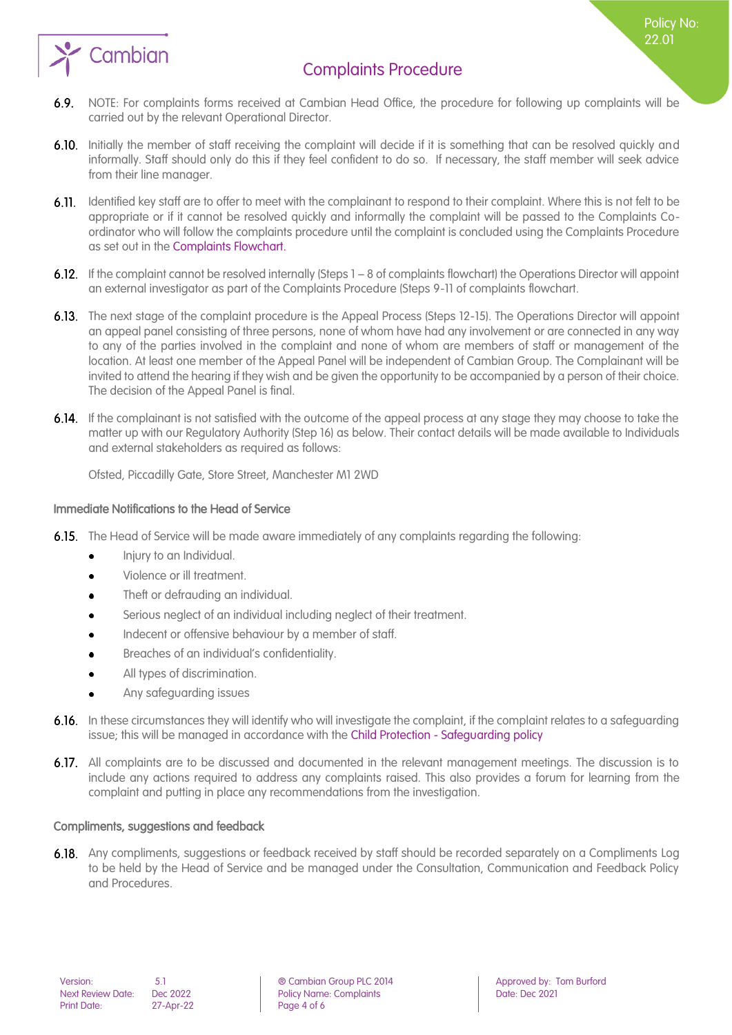6.9. NOTE: For complaints forms received at Cambian Head Office, the procedure for following up complaints will be carried out by the relevant Operational Director.

6.10. Initially the member of staff receiving the complaint will decide if it is something that can be resolved quickly and informally. Staff should only do this if they feel confident to do so. If necessary, the staff member will seek advice from their line manager.

6.11. Identified key staff are to offer to meet with the complainant to respond to their complaint. Where this is not felt to be appropriate or if it cannot be resolved quickly and informally the complaint will be passed to the Complaints Co-ordinator who will follow the complaints procedure until the complaint is concluded using the Complaints Procedure as set out in the Complaints Flowchart.

6.12. If the complaint cannot be resolved internally (Steps 1 – 8 of complaints flowchart) the Operations Director will appoint an external investigator as part of the Complaints Procedure (Steps 9-11 of complaints flowchart.

6.13. The next stage of the complaint procedure is the Appeal Process (Steps 12-15). The Operations Director will appoint an appeal panel consisting of three persons, none of whom have had any involvement or are connected in any way to any of the parties involved in the complaint and none of whom are members of staff or management of the location. At least one member of the Appeal Panel will be independent of Cambian Group. The Complainant will be invited to attend the hearing if they wish and be given the opportunity to be accompanied by a person of their choice. The decision of the Appeal Panel is final.

6.14. If the complainant is not satisfied with the outcome of the appeal process at any stage they may choose to take the matter up with our Regulatory Authority (Step 16) as below. Their contact details will be made available to Individuals and external stakeholders as required as follows:

Ofsted, Piccadilly Gate, Store Street, Manchester M1 2WD

### Immediate Notifications to the Head of Service

6.15. The Head of Service will be made aware immediately of any complaints regarding the following:

- Injury to an Individual.
- Violence or ill treatment.
- Theft or defrauding an individual.
- Serious neglect of an individual including neglect of their treatment.
- Indecent or offensive behaviour by a member of staff.
- Breaches of an individual's confidentiality.
- All types of discrimination.
- Any safeguarding issues

6.16. In these circumstances they will identify who will investigate the complaint, if the complaint relates to a safeguarding issue; this will be managed in accordance with the Child Protection - Safeguarding policy

6.17. All complaints are to be discussed and documented in the relevant management meetings. The discussion is to include any actions required to address any complaints raised. This also provides a forum for learning from the complaint and putting in place any recommendations from the investigation.

### Compliments, suggestions and feedback

6.18. Any compliments, suggestions or feedback received by staff should be recorded separately on a Compliments Log to be held by the Head of Service and be managed under the Consultation, Communication and Feedback Policy and Procedures.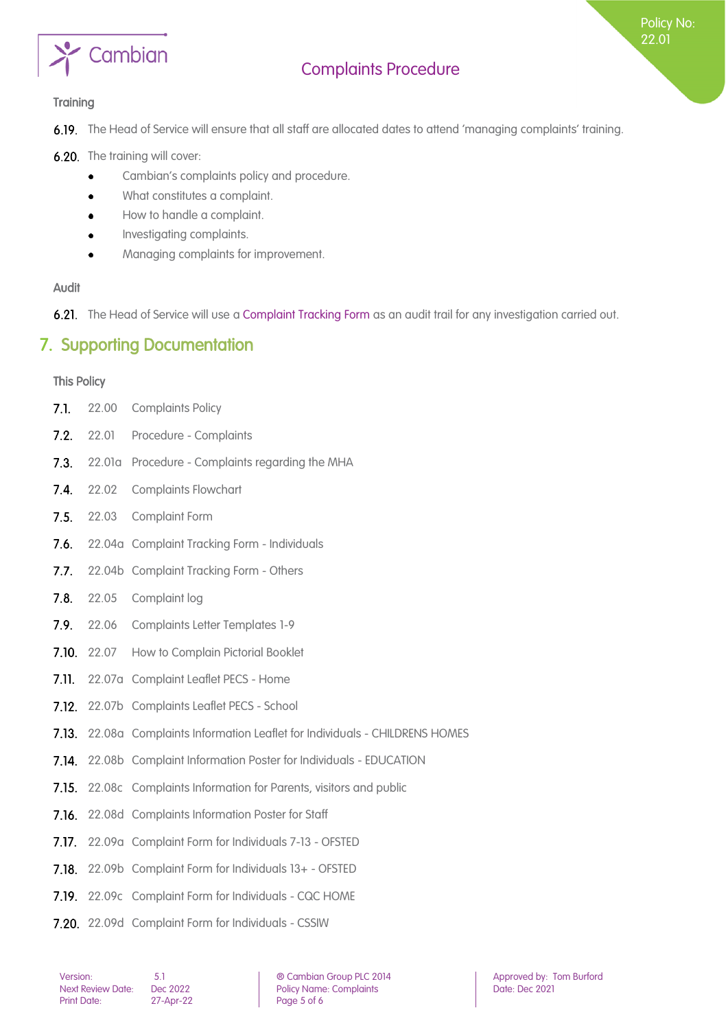### Training

6.19. The Head of Service will ensure that all staff are allocated dates to attend 'managing complaints' training.

6.20. The training will cover:

- Cambian's complaints policy and procedure.
- What constitutes a complaint.
- How to handle a complaint.
- Investigating complaints.
- Managing complaints for improvement.

### Audit

6.21. The Head of Service will use a Complaint Tracking Form as an audit trail for any investigation carried out.

## 7. Supporting Documentation

### This Policy

7.1. 22.00 Complaints Policy

7.2. 22.01 Procedure - Complaints

7.3. 22.01a Procedure - Complaints regarding the MHA

7.4. 22.02 Complaints Flowchart

7.5. 22.03 Complaint Form

7.6. 22.04a Complaint Tracking Form - Individuals

7.7. 22.04b Complaint Tracking Form - Others

7.8. 22.05 Complaint log

7.9. 22.06 Complaints Letter Templates 1-9

7.10. 22.07 How to Complain Pictorial Booklet

7.11. 22.07a Complaint Leaflet PECS - Home

7.12. 22.07b Complaints Leaflet PECS - School

7.13. 22.08a Complaints Information Leaflet for Individuals - CHILDRENS HOMES

7.14. 22.08b Complaint Information Poster for Individuals - EDUCATION

7.15. 22.08c Complaints Information for Parents, visitors and public

7.16. 22.08d Complaints Information Poster for Staff

7.17. 22.09a Complaint Form for Individuals 7-13 - OFSTED

7.18. 22.09b Complaint Form for Individuals 13+ - OFSTED

7.19. 22.09c Complaint Form for Individuals - CQC HOME

7.20. 22.09d Complaint Form for Individuals - CSSIW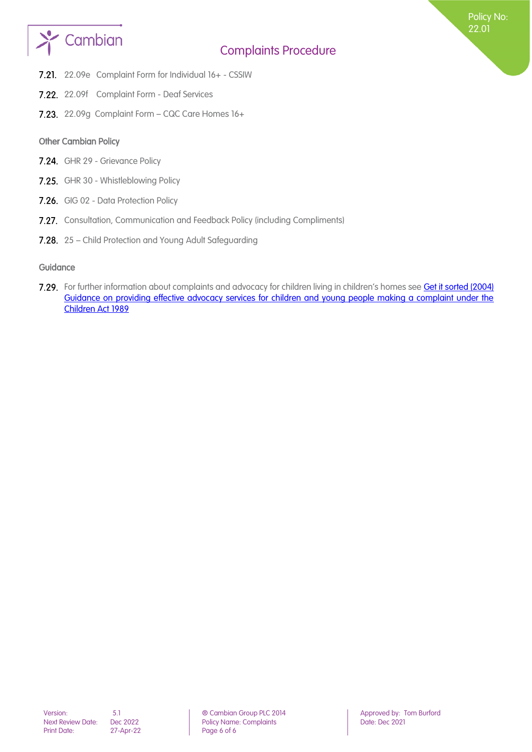7.21. 22.09e Complaint Form for Individual 16+ - CSSIW

7.22. 22.09f Complaint Form - Deaf Services

7.23. 22.09g Complaint Form – CQC Care Homes 16+

### Other Cambian Policy

7.24. GHR 29 - Grievance Policy

7.25. GHR 30 - Whistleblowing Policy

7.26. GIG 02 - Data Protection Policy

7.27. Consultation, Communication and Feedback Policy (including Compliments)

7.28. 25 – Child Protection and Young Adult Safeguarding

### Guidance

7.29. For further information about complaints and advocacy for children living in children's homes see Get it sorted (2004) Guidance on providing effective advocacy services for children and young people making a complaint under the Children Act 1989